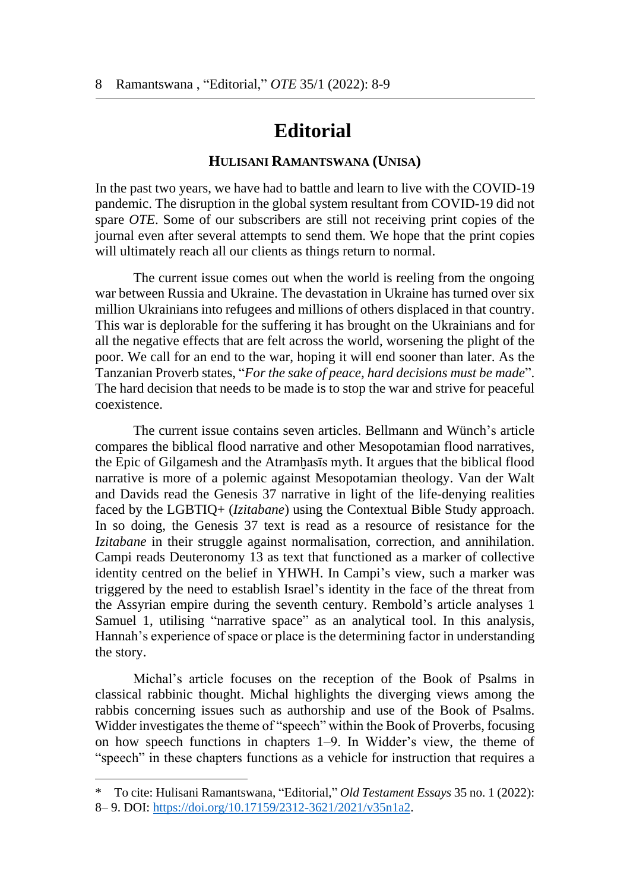# Editorial

### Hulisani Ramantswana (Unisa)

In the past two years, we have had to battle and learn to live with the COVID-19 pandemic. The disruption in the global system resultant from COVID-19 did not spare *OTE*. Some of our subscribers are still not receiving print copies of the journal even after several attempts to send them. We hope that the print copies will ultimately reach all our clients as things return to normal.

The current issue comes out when the world is reeling from the ongoing war between Russia and Ukraine. The devastation in Ukraine has turned over six million Ukrainians into refugees and millions of others displaced in that country. This war is deplorable for the suffering it has brought on the Ukrainians and for all the negative effects that are felt across the world, worsening the plight of the poor. We call for an end to the war, hoping it will end sooner than later. As the Tanzanian Proverb states, "*For the sake of peace, hard decisions must be made*". The hard decision that needs to be made is to stop the war and strive for peaceful coexistence.

The current issue contains seven articles. Bellmann and Wünch's article compares the biblical flood narrative and other Mesopotamian flood narratives, the Epic of Gilgamesh and the Atramḫasīs myth. It argues that the biblical flood narrative is more of a polemic against Mesopotamian theology. Van der Walt and Davids read the Genesis 37 narrative in light of the life-denying realities faced by the LGBTIQ+ (*Izitabane*) using the Contextual Bible Study approach. In so doing, the Genesis 37 text is read as a resource of resistance for the *Izitabane* in their struggle against normalisation, correction, and annihilation. Campi reads Deuteronomy 13 as text that functioned as a marker of collective identity centred on the belief in YHWH. In Campi's view, such a marker was triggered by the need to establish Israel's identity in the face of the threat from the Assyrian empire during the seventh century. Rembold's article analyses 1 Samuel 1, utilising "narrative space" as an analytical tool. In this analysis, Hannah's experience of space or place is the determining factor in understanding the story.

Michal's article focuses on the reception of the Book of Psalms in classical rabbinic thought. Michal highlights the diverging views among the rabbis concerning issues such as authorship and use of the Book of Psalms. Widder investigates the theme of "speech" within the Book of Proverbs, focusing on how speech functions in chapters 1–9. In Widder's view, the theme of "speech" in these chapters functions as a vehicle for instruction that requires a

---

\* To cite: Hulisani Ramantswana, "Editorial," *Old Testament Essays* 35 no. 1 (2022): 8– 9. DOI: https://doi.org/10.17159/2312-3621/2021/v35n1a2.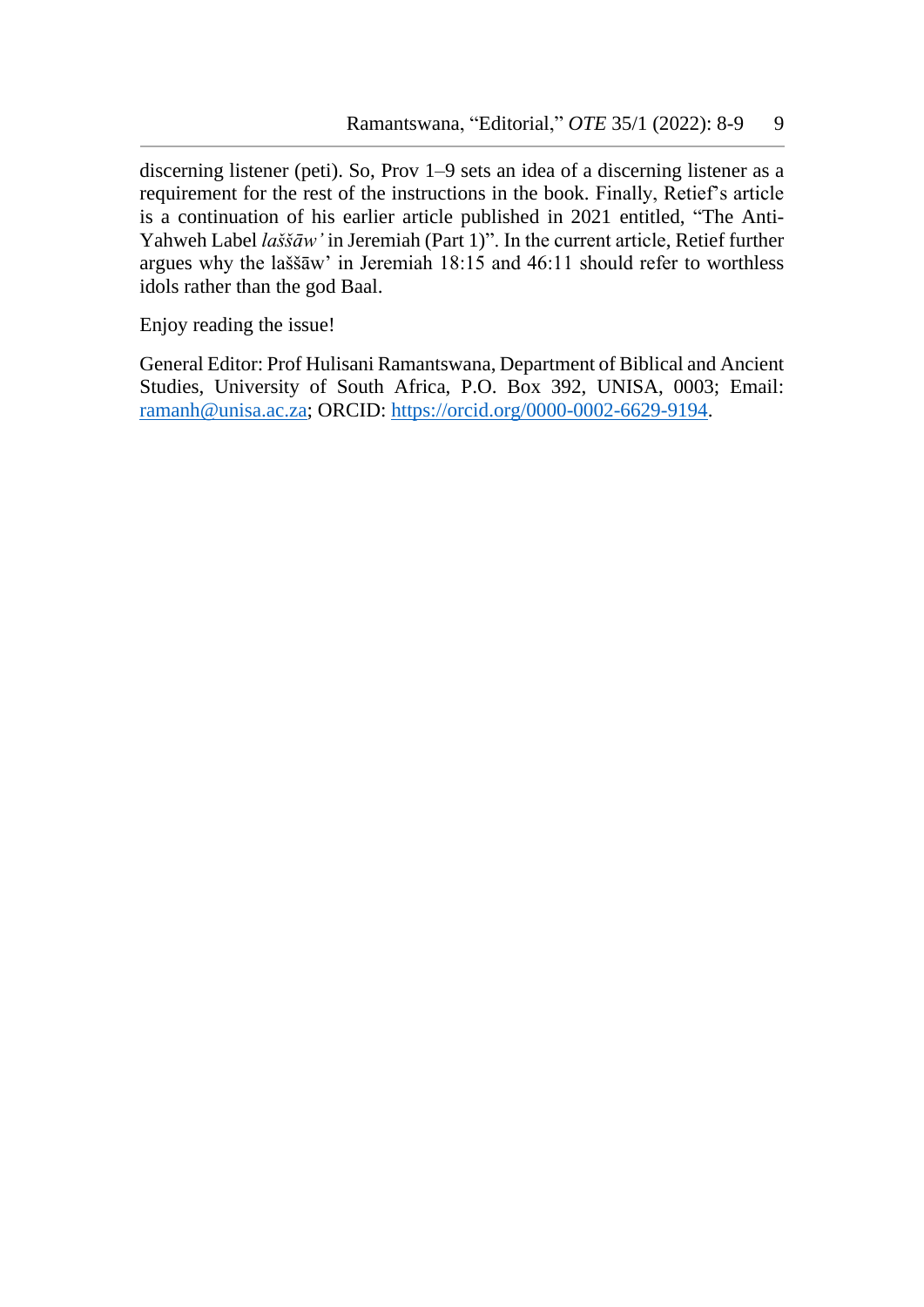discerning listener (peti). So, Prov 1–9 sets an idea of a discerning listener as a requirement for the rest of the instructions in the book. Finally, Retief's article is a continuation of his earlier article published in 2021 entitled, "The Anti-Yahweh Label *laššāw'* in Jeremiah (Part 1)". In the current article, Retief further argues why the laššāw' in Jeremiah 18:15 and 46:11 should refer to worthless idols rather than the god Baal.

Enjoy reading the issue!

General Editor: Prof Hulisani Ramantswana, Department of Biblical and Ancient Studies, University of South Africa, P.O. Box 392, UNISA, 0003; Email: [ramanh@unisa.ac.za](mailto:ramanh@unisa.ac.za); ORCID: [https://orcid.org/0000-0002-6629-9194](https://orcid.org/0000-0002-6629-9194).